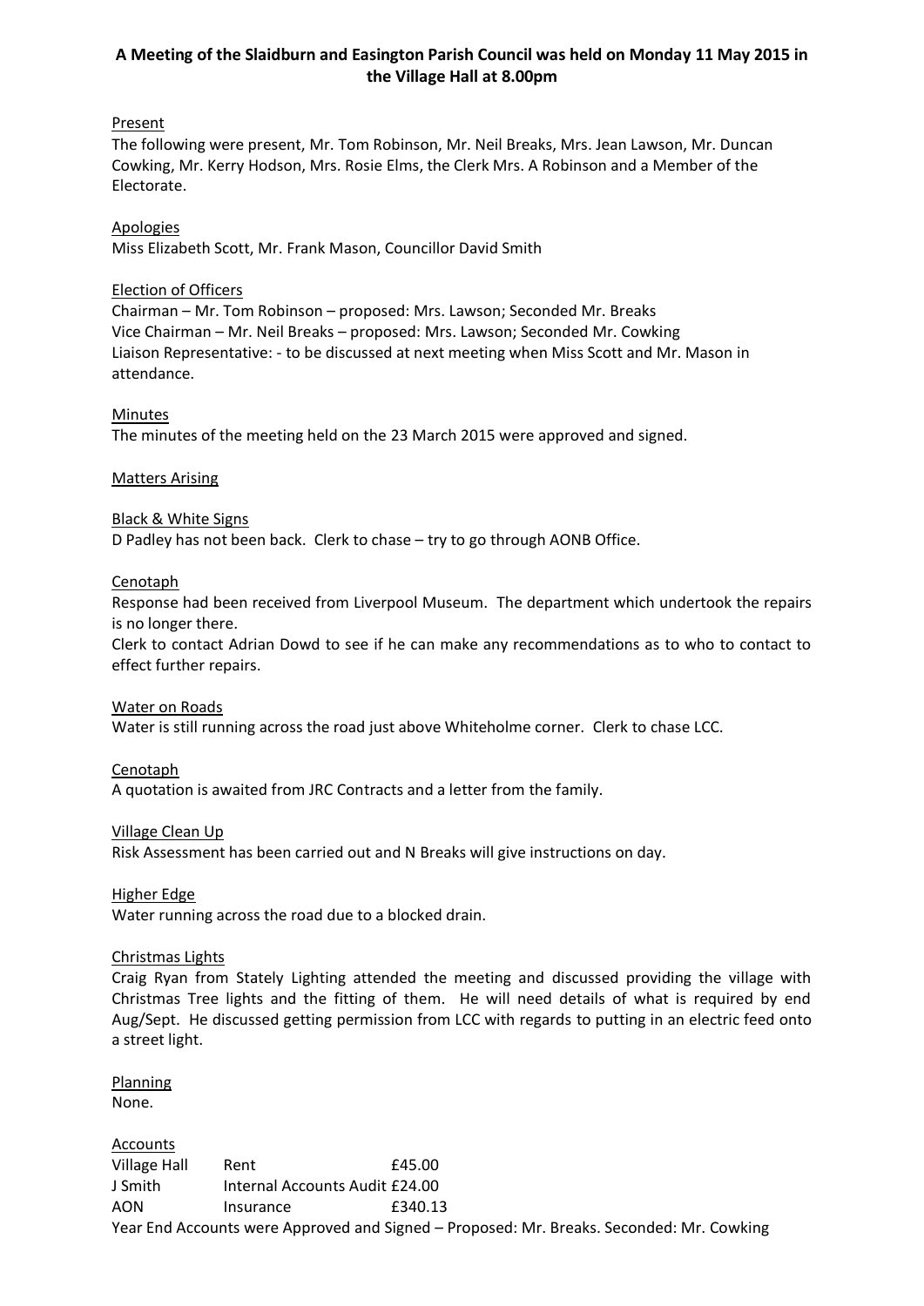# A Meeting of the Slaidburn and Easington Parish Council was held on Monday 11 May 2015 in the Village Hall at 8.00pm

## Present

The following were present, Mr. Tom Robinson, Mr. Neil Breaks, Mrs. Jean Lawson, Mr. Duncan Cowking, Mr. Kerry Hodson, Mrs. Rosie Elms, the Clerk Mrs. A Robinson and a Member of the Electorate.

## Apologies

Miss Elizabeth Scott, Mr. Frank Mason, Councillor David Smith

## Election of Officers

Chairman – Mr. Tom Robinson – proposed: Mrs. Lawson; Seconded Mr. Breaks
Vice Chairman – Mr. Neil Breaks – proposed: Mrs. Lawson; Seconded Mr. Cowking
Liaison Representative: - to be discussed at next meeting when Miss Scott and Mr. Mason in attendance.

## Minutes

The minutes of the meeting held on the 23 March 2015 were approved and signed.

## Matters Arising

### Black & White Signs

D Padley has not been back. Clerk to chase – try to go through AONB Office.

### Cenotaph

Response had been received from Liverpool Museum. The department which undertook the repairs is no longer there.

Clerk to contact Adrian Dowd to see if he can make any recommendations as to who to contact to effect further repairs.

### Water on Roads

Water is still running across the road just above Whiteholme corner. Clerk to chase LCC.

### Cenotaph

A quotation is awaited from JRC Contracts and a letter from the family.

### Village Clean Up

Risk Assessment has been carried out and N Breaks will give instructions on day.

### Higher Edge

Water running across the road due to a blocked drain.

### Christmas Lights

Craig Ryan from Stately Lighting attended the meeting and discussed providing the village with Christmas Tree lights and the fitting of them. He will need details of what is required by end Aug/Sept. He discussed getting permission from LCC with regards to putting in an electric feed onto a street light.

## Planning

None.

## Accounts

| | | |
|---|---|---|
| Village Hall | Rent | £45.00 |
| J Smith | Internal Accounts Audit | £24.00 |
| AON | Insurance | £340.13 |

Year End Accounts were Approved and Signed – Proposed: Mr. Breaks. Seconded: Mr. Cowking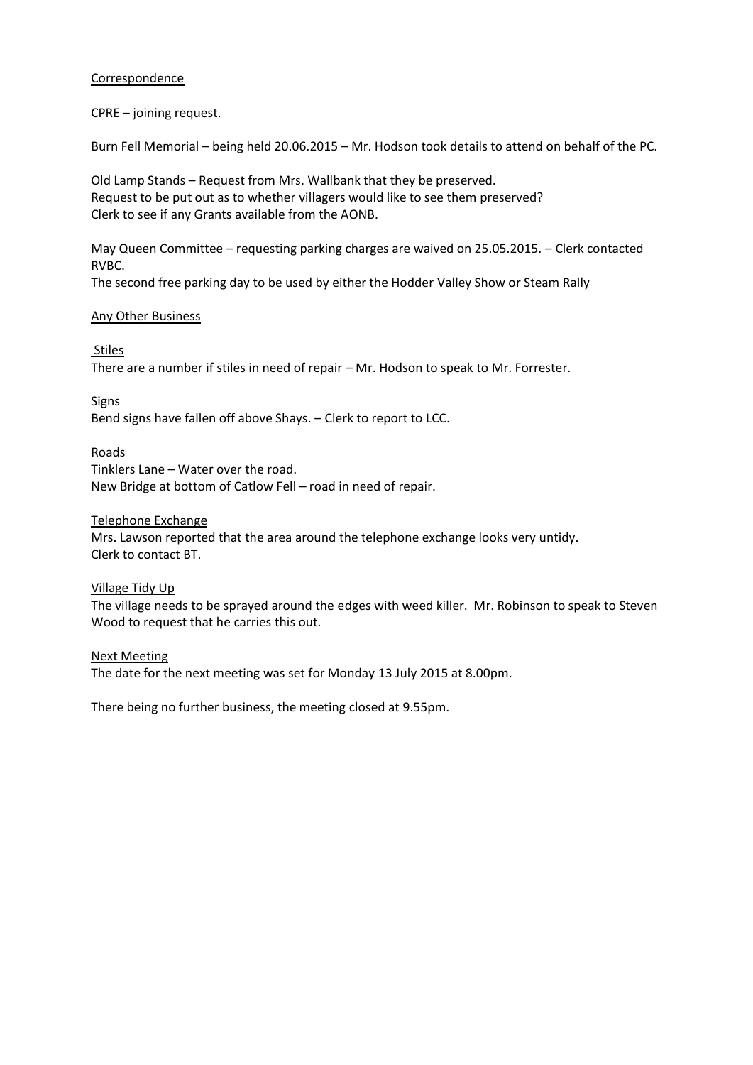## Correspondence

CPRE – joining request.

Burn Fell Memorial – being held 20.06.2015 – Mr. Hodson took details to attend on behalf of the PC.

Old Lamp Stands – Request from Mrs. Wallbank that they be preserved.
Request to be put out as to whether villagers would like to see them preserved?
Clerk to see if any Grants available from the AONB.

May Queen Committee – requesting parking charges are waived on 25.05.2015. – Clerk contacted RVBC.
The second free parking day to be used by either the Hodder Valley Show or Steam Rally

## Any Other Business

### Stiles

There are a number if stiles in need of repair – Mr. Hodson to speak to Mr. Forrester.

### Signs

Bend signs have fallen off above Shays. – Clerk to report to LCC.

### Roads

Tinklers Lane – Water over the road.
New Bridge at bottom of Catlow Fell – road in need of repair.

### Telephone Exchange

Mrs. Lawson reported that the area around the telephone exchange looks very untidy.
Clerk to contact BT.

### Village Tidy Up

The village needs to be sprayed around the edges with weed killer. Mr. Robinson to speak to Steven Wood to request that he carries this out.

### Next Meeting

The date for the next meeting was set for Monday 13 July 2015 at 8.00pm.

There being no further business, the meeting closed at 9.55pm.